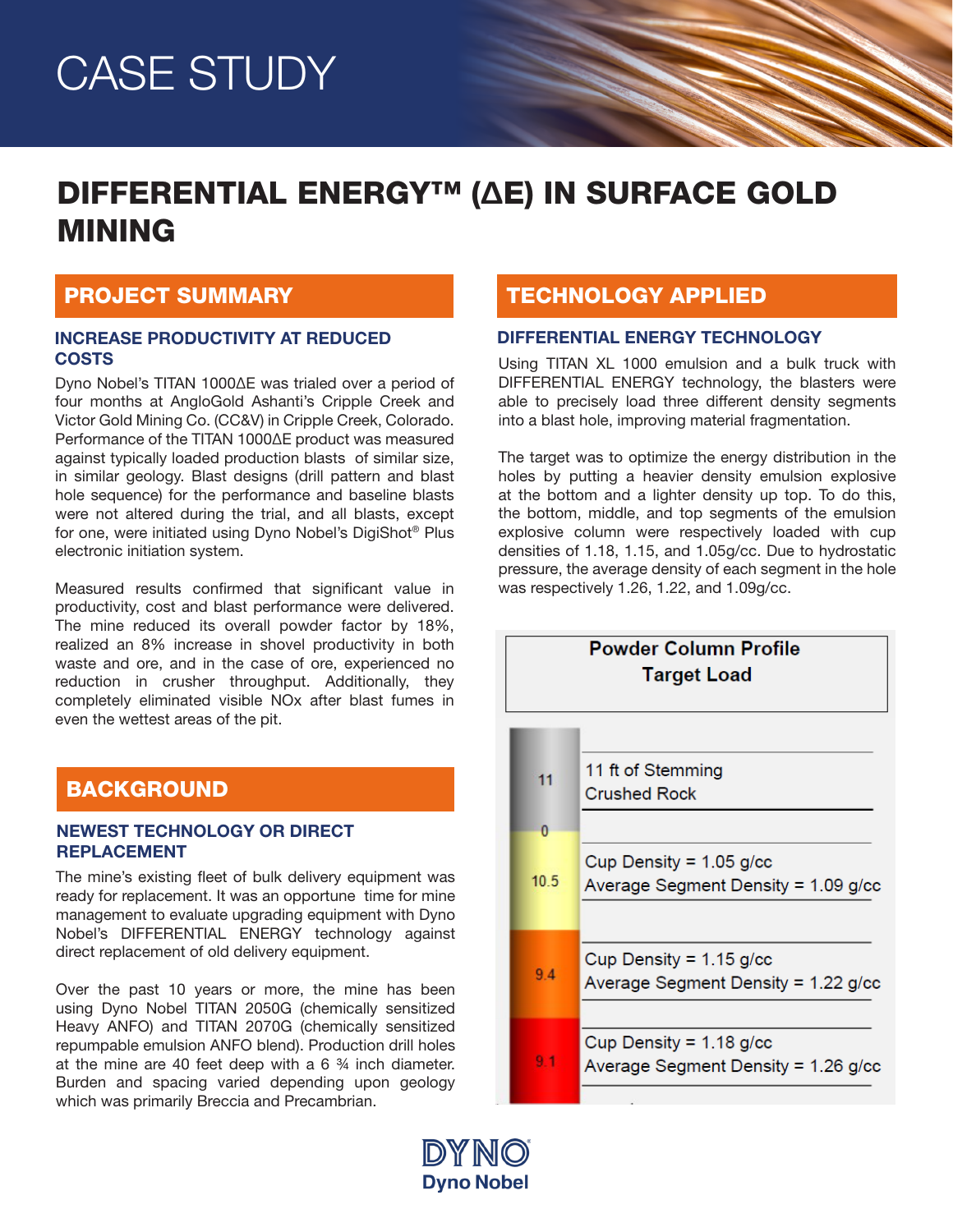# CASE STUDY

# DIFFERENTIAL ENERGY™ (ΔE) IN SURFACE GOLD MINING

## PROJECT SUMMARY

### INCREASE PRODUCTIVITY AT REDUCED COSTS

Dyno Nobel's TITAN 1000ΔE was trialed over a period of four months at AngloGold Ashanti's Cripple Creek and Victor Gold Mining Co. (CC&V) in Cripple Creek, Colorado. Performance of the TITAN 1000ΔE product was measured against typically loaded production blasts of similar size, in similar geology. Blast designs (drill pattern and blast hole sequence) for the performance and baseline blasts were not altered during the trial, and all blasts, except for one, were initiated using Dyno Nobel's DigiShot® Plus electronic initiation system.

Measured results confirmed that significant value in productivity, cost and blast performance were delivered. The mine reduced its overall powder factor by 18%, realized an 8% increase in shovel productivity in both waste and ore, and in the case of ore, experienced no reduction in crusher throughput. Additionally, they completely eliminated visible NOx after blast fumes in even the wettest areas of the pit.

## BACKGROUND

### NEWEST TECHNOLOGY OR DIRECT REPLACEMENT

The mine's existing fleet of bulk delivery equipment was ready for replacement. It was an opportune time for mine management to evaluate upgrading equipment with Dyno Nobel's DIFFERENTIAL ENERGY technology against direct replacement of old delivery equipment.

Over the past 10 years or more, the mine has been using Dyno Nobel TITAN 2050G (chemically sensitized Heavy ANFO) and TITAN 2070G (chemically sensitized repumpable emulsion ANFO blend). Production drill holes at the mine are 40 feet deep with a 6 ¾ inch diameter. Burden and spacing varied depending upon geology which was primarily Breccia and Precambrian.

## TECHNOLOGY APPLIED

### DIFFERENTIAL ENERGY TECHNOLOGY

Using TITAN XL 1000 emulsion and a bulk truck with DIFFERENTIAL ENERGY technology, the blasters were able to precisely load three different density segments into a blast hole, improving material fragmentation.

The target was to optimize the energy distribution in the holes by putting a heavier density emulsion explosive at the bottom and a lighter density up top. To do this, the bottom, middle, and top segments of the emulsion explosive column were respectively loaded with cup densities of 1.18, 1.15, and 1.05g/cc. Due to hydrostatic pressure, the average density of each segment in the hole was respectively 1.26, 1.22, and 1.09g/cc.

**Powder Column Profile**
**Target Load**

| Length (ft) | Segment |
| --- | --- |
| 11 | 11 ft of Stemming Crushed Rock |
| 10.5 | Cup Density = 1.05 g/cc<br>Average Segment Density = 1.09 g/cc |
| 9.4 | Cup Density = 1.15 g/cc<br>Average Segment Density = 1.22 g/cc |
| 9.1 | Cup Density = 1.18 g/cc<br>Average Segment Density = 1.26 g/cc |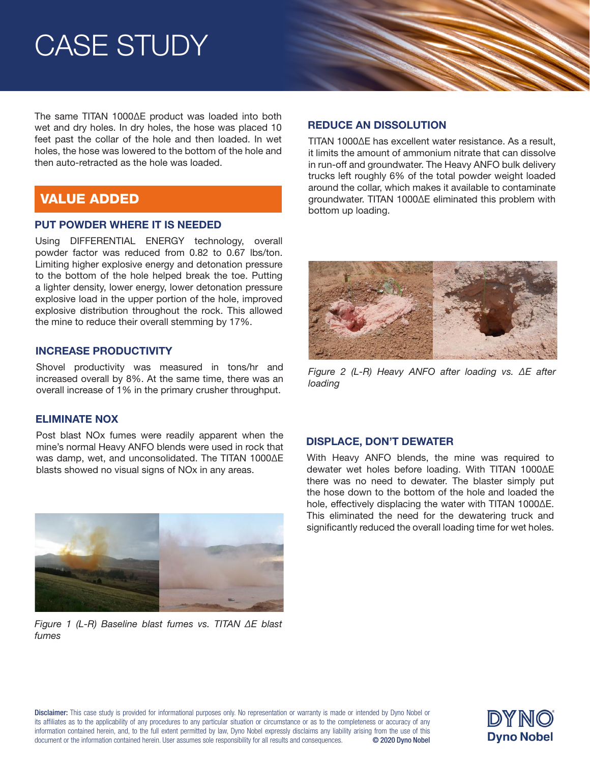# CASE STUDY

The same TITAN 1000ΔE product was loaded into both wet and dry holes. In dry holes, the hose was placed 10 feet past the collar of the hole and then loaded. In wet holes, the hose was lowered to the bottom of the hole and then auto-retracted as the hole was loaded.

## VALUE ADDED

### PUT POWDER WHERE IT IS NEEDED

Using DIFFERENTIAL ENERGY technology, overall powder factor was reduced from 0.82 to 0.67 lbs/ton. Limiting higher explosive energy and detonation pressure to the bottom of the hole helped break the toe. Putting a lighter density, lower energy, lower detonation pressure explosive load in the upper portion of the hole, improved explosive distribution throughout the rock. This allowed the mine to reduce their overall stemming by 17%.

### INCREASE PRODUCTIVITY

Shovel productivity was measured in tons/hr and increased overall by 8%. At the same time, there was an overall increase of 1% in the primary crusher throughput.

### ELIMINATE NOX

Post blast NOx fumes were readily apparent when the mine's normal Heavy ANFO blends were used in rock that was damp, wet, and unconsolidated. The TITAN 1000ΔE blasts showed no visual signs of NOx in any areas.

*Figure 1 (L-R) Baseline blast fumes vs. TITAN ΔE blast fumes*

### REDUCE AN DISSOLUTION

TITAN 1000ΔE has excellent water resistance. As a result, it limits the amount of ammonium nitrate that can dissolve in run-off and groundwater. The Heavy ANFO bulk delivery trucks left roughly 6% of the total powder weight loaded around the collar, which makes it available to contaminate groundwater. TITAN 1000ΔE eliminated this problem with bottom up loading.

*Figure 2 (L-R) Heavy ANFO after loading vs. ΔE after loading*

### DISPLACE, DON'T DEWATER

With Heavy ANFO blends, the mine was required to dewater wet holes before loading. With TITAN 1000ΔE there was no need to dewater. The blaster simply put the hose down to the bottom of the hole and loaded the hole, effectively displacing the water with TITAN 1000ΔE. This eliminated the need for the dewatering truck and significantly reduced the overall loading time for wet holes.

**Disclaimer:** This case study is provided for informational purposes only. No representation or warranty is made or intended by Dyno Nobel or its affiliates as to the applicability of any procedures to any particular situation or circumstance or as to the completeness or accuracy of any information contained herein, and, to the full extent permitted by law, Dyno Nobel expressly disclaims any liability arising from the use of this document or the information contained herein. User assumes sole responsibility for all results and consequences. **© 2020 Dyno Nobel**

DYNO Dyno Nobel